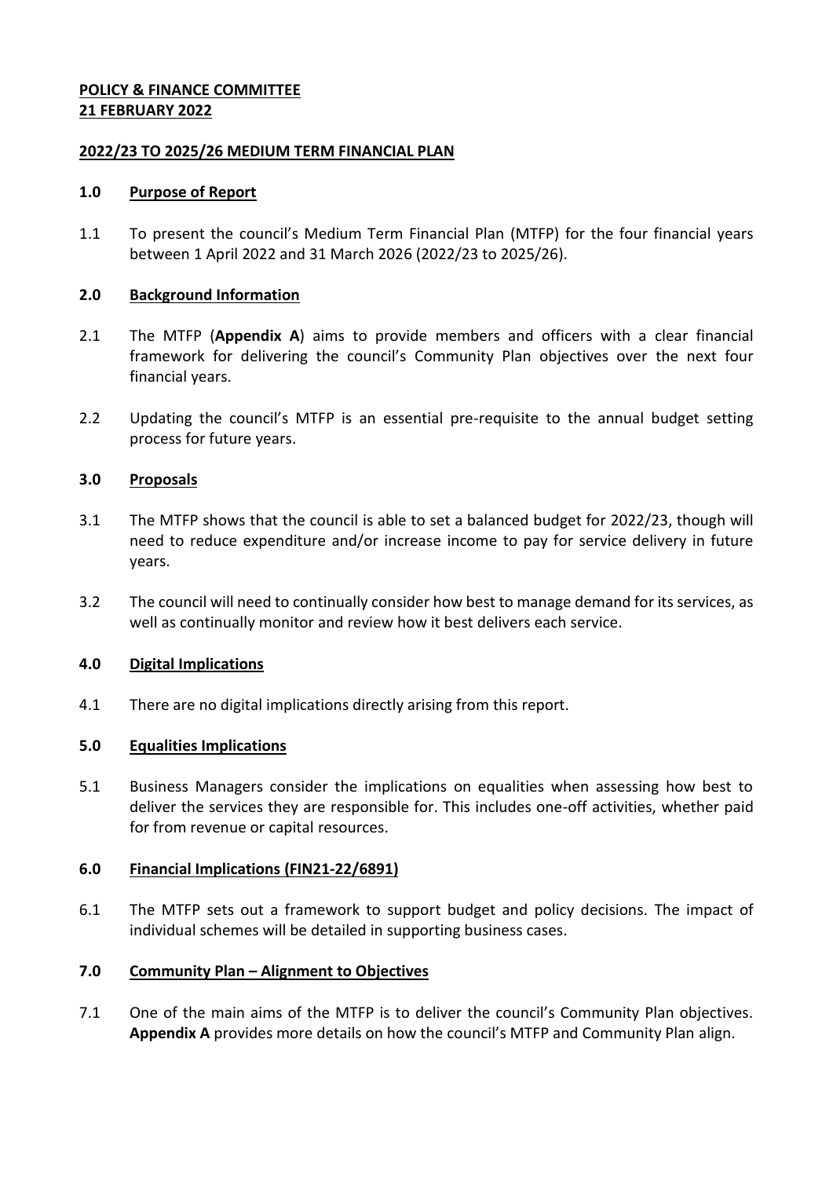**POLICY & FINANCE COMMITTEE**
**21 FEBRUARY 2022**

**2022/23 TO 2025/26 MEDIUM TERM FINANCIAL PLAN**

## 1.0 Purpose of Report

1.1 To present the council's Medium Term Financial Plan (MTFP) for the four financial years between 1 April 2022 and 31 March 2026 (2022/23 to 2025/26).

## 2.0 Background Information

2.1 The MTFP (**Appendix A**) aims to provide members and officers with a clear financial framework for delivering the council's Community Plan objectives over the next four financial years.

2.2 Updating the council's MTFP is an essential pre-requisite to the annual budget setting process for future years.

## 3.0 Proposals

3.1 The MTFP shows that the council is able to set a balanced budget for 2022/23, though will need to reduce expenditure and/or increase income to pay for service delivery in future years.

3.2 The council will need to continually consider how best to manage demand for its services, as well as continually monitor and review how it best delivers each service.

## 4.0 Digital Implications

4.1 There are no digital implications directly arising from this report.

## 5.0 Equalities Implications

5.1 Business Managers consider the implications on equalities when assessing how best to deliver the services they are responsible for. This includes one-off activities, whether paid for from revenue or capital resources.

## 6.0 Financial Implications (FIN21-22/6891)

6.1 The MTFP sets out a framework to support budget and policy decisions. The impact of individual schemes will be detailed in supporting business cases.

## 7.0 Community Plan – Alignment to Objectives

7.1 One of the main aims of the MTFP is to deliver the council's Community Plan objectives. **Appendix A** provides more details on how the council's MTFP and Community Plan align.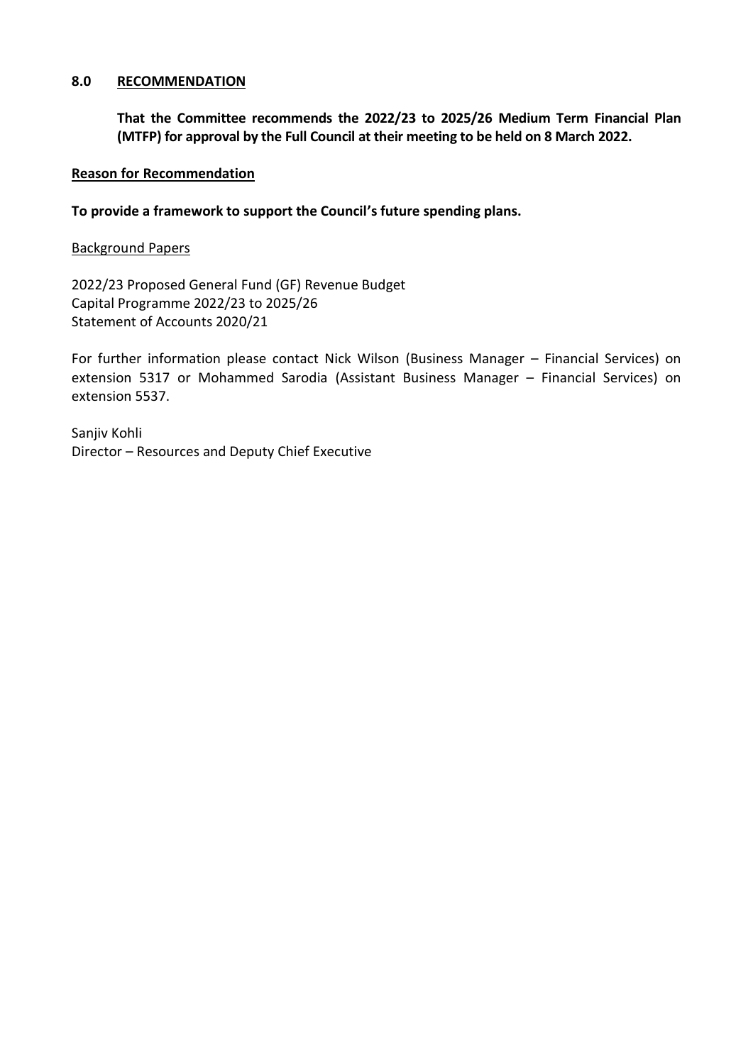## 8.0 RECOMMENDATION

**That the Committee recommends the 2022/23 to 2025/26 Medium Term Financial Plan (MTFP) for approval by the Full Council at their meeting to be held on 8 March 2022.**

**Reason for Recommendation**

**To provide a framework to support the Council's future spending plans.**

Background Papers

2022/23 Proposed General Fund (GF) Revenue Budget
Capital Programme 2022/23 to 2025/26
Statement of Accounts 2020/21

For further information please contact Nick Wilson (Business Manager – Financial Services) on extension 5317 or Mohammed Sarodia (Assistant Business Manager – Financial Services) on extension 5537.

Sanjiv Kohli
Director – Resources and Deputy Chief Executive